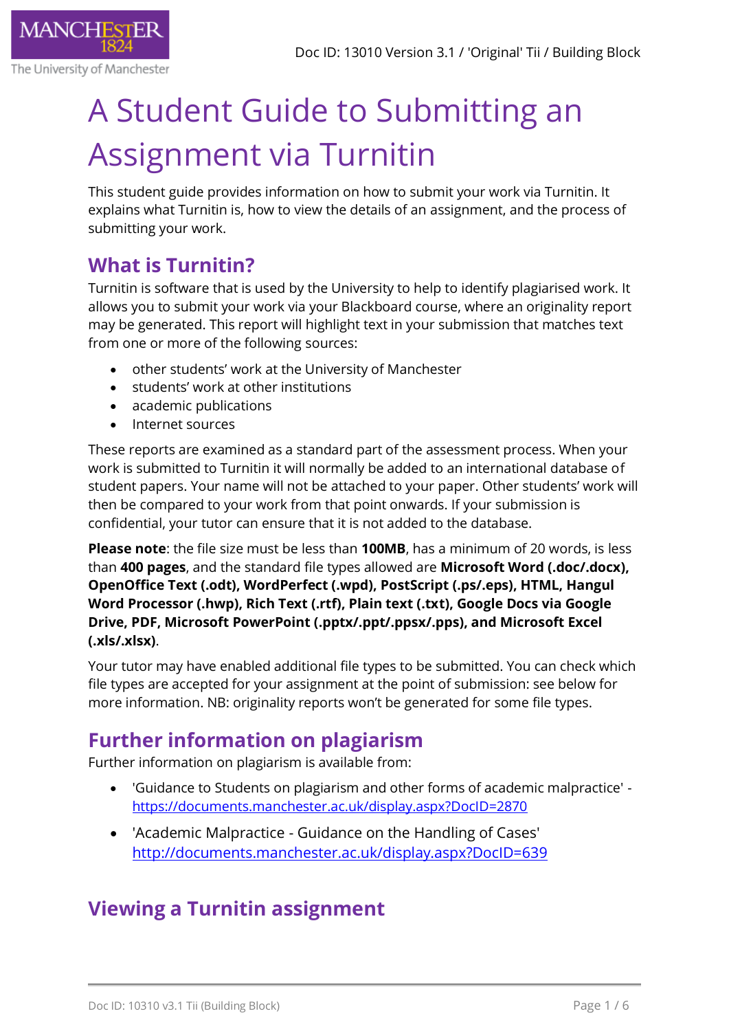# A Student Guide to Submitting an Assignment via Turnitin

This student guide provides information on how to submit your work via Turnitin. It explains what Turnitin is, how to view the details of an assignment, and the process of submitting your work.

## What is Turnitin?

Turnitin is software that is used by the University to help to identify plagiarised work. It allows you to submit your work via your Blackboard course, where an originality report may be generated. This report will highlight text in your submission that matches text from one or more of the following sources:

- other students' work at the University of Manchester
- students' work at other institutions
- academic publications
- Internet sources

These reports are examined as a standard part of the assessment process. When your work is submitted to Turnitin it will normally be added to an international database of student papers. Your name will not be attached to your paper. Other students' work will then be compared to your work from that point onwards. If your submission is confidential, your tutor can ensure that it is not added to the database.

**Please note**: the file size must be less than **100MB**, has a minimum of 20 words, is less than **400 pages**, and the standard file types allowed are **Microsoft Word (.doc/.docx), OpenOffice Text (.odt), WordPerfect (.wpd), PostScript (.ps/.eps), HTML, Hangul Word Processor (.hwp), Rich Text (.rtf), Plain text (.txt), Google Docs via Google Drive, PDF, Microsoft PowerPoint (.pptx/.ppt/.ppsx/.pps), and Microsoft Excel (.xls/.xlsx)**.

Your tutor may have enabled additional file types to be submitted. You can check which file types are accepted for your assignment at the point of submission: see below for more information. NB: originality reports won't be generated for some file types.

## Further information on plagiarism

Further information on plagiarism is available from:

- 'Guidance to Students on plagiarism and other forms of academic malpractice' - https://documents.manchester.ac.uk/display.aspx?DocID=2870
- 'Academic Malpractice - Guidance on the Handling of Cases' http://documents.manchester.ac.uk/display.aspx?DocID=639

## Viewing a Turnitin assignment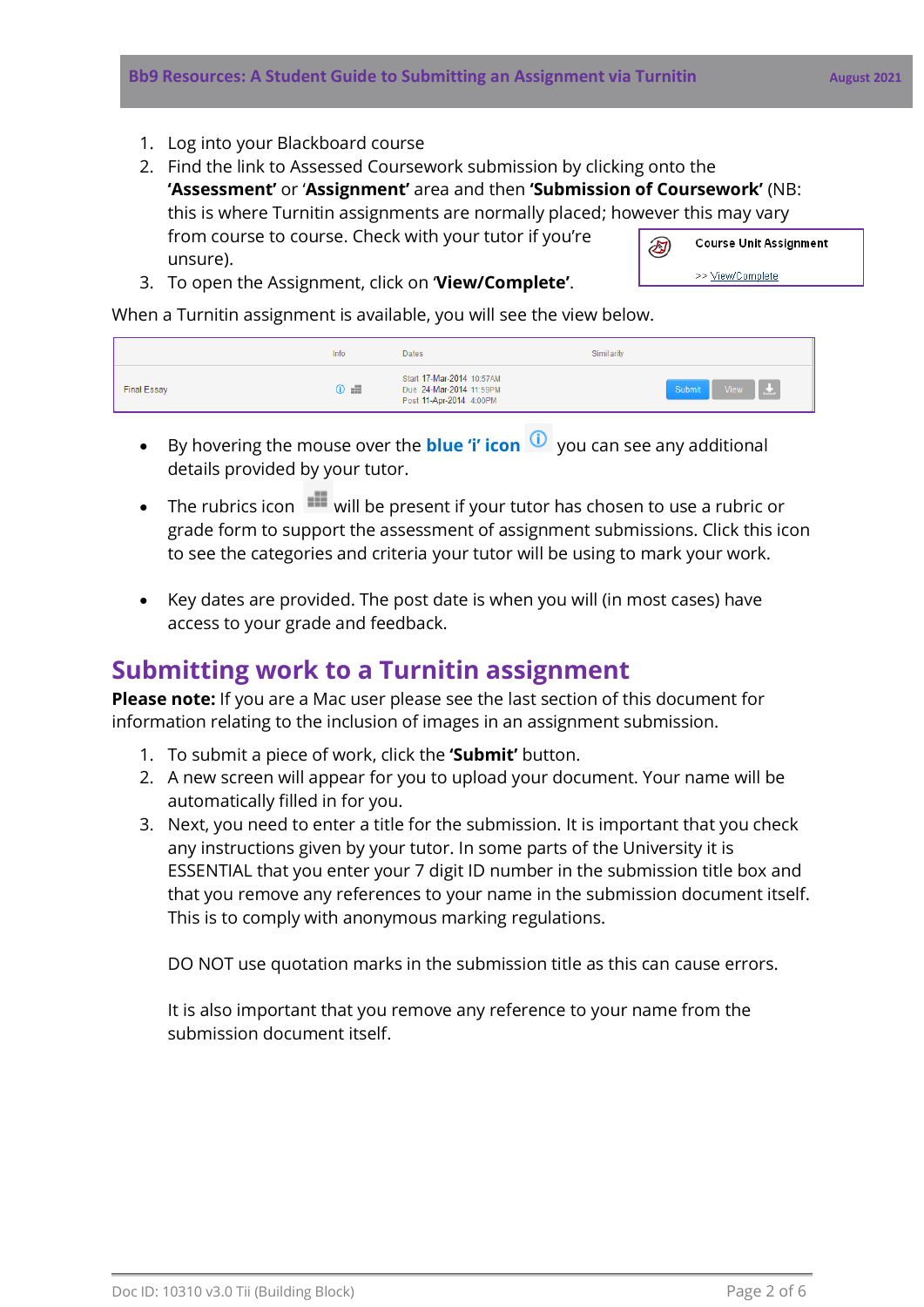1. Log into your Blackboard course
2. Find the link to Assessed Coursework submission by clicking onto the **'Assessment'** or '**Assignment'** area and then **'Submission of Coursework'** (NB: this is where Turnitin assignments are normally placed; however this may vary from course to course. Check with your tutor if you're unsure).
3. To open the Assignment, click on **'View/Complete'**.

Course Unit Assignment

>> View/Complete

When a Turnitin assignment is available, you will see the view below.

| | Info | Dates | Similarity | |
|---|---|---|---|---|
| Final Essay | | Start 17-Mar-2014 10:57AM Due 24-Mar-2014 11:59PM Post 11-Apr-2014 4:00PM | | Submit View |

- By hovering the mouse over the **blue 'i' icon** you can see any additional details provided by your tutor.
- The rubrics icon will be present if your tutor has chosen to use a rubric or grade form to support the assessment of assignment submissions. Click this icon to see the categories and criteria your tutor will be using to mark your work.
- Key dates are provided. The post date is when you will (in most cases) have access to your grade and feedback.

## Submitting work to a Turnitin assignment

**Please note:** If you are a Mac user please see the last section of this document for information relating to the inclusion of images in an assignment submission.

1. To submit a piece of work, click the **'Submit'** button.
2. A new screen will appear for you to upload your document. Your name will be automatically filled in for you.
3. Next, you need to enter a title for the submission. It is important that you check any instructions given by your tutor. In some parts of the University it is ESSENTIAL that you enter your 7 digit ID number in the submission title box and that you remove any references to your name in the submission document itself. This is to comply with anonymous marking regulations.

   DO NOT use quotation marks in the submission title as this can cause errors.

   It is also important that you remove any reference to your name from the submission document itself.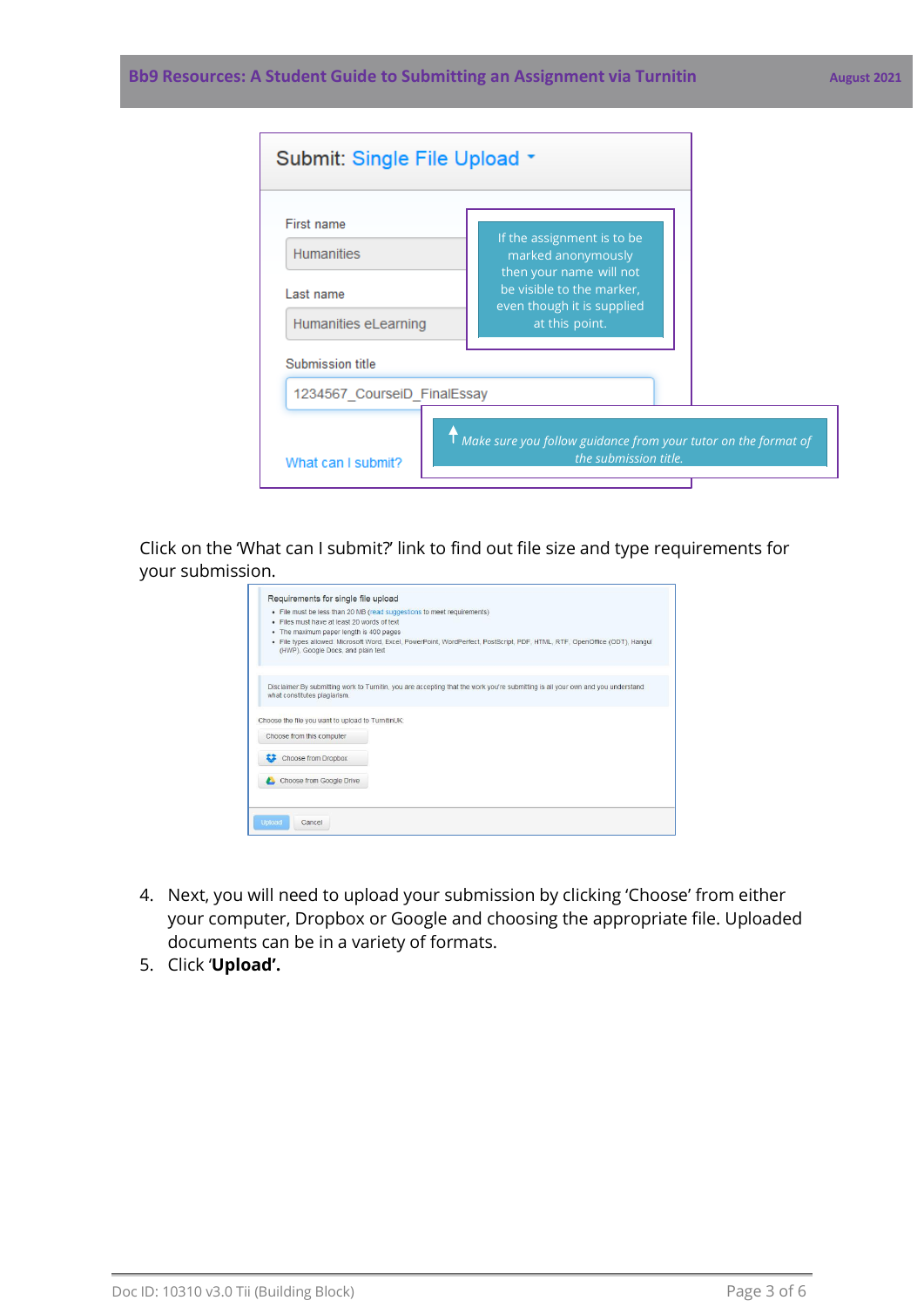Submit: Single File Upload

First name

Humanities

Last name

Humanities eLearning

Submission title

1234567_CourseiD_FinalEssay

What can I submit?

If the assignment is to be marked anonymously then your name will not be visible to the marker, even though it is supplied at this point.

*Make sure you follow guidance from your tutor on the format of the submission title.*

Click on the 'What can I submit?' link to find out file size and type requirements for your submission.

Requirements for single file upload

- File must be less than 20 MB (read suggestions to meet requirements)
- Files must have at least 20 words of text
- The maximum paper length is 400 pages
- File types allowed: Microsoft Word, Excel, PowerPoint, WordPerfect, PostScript, PDF, HTML, RTF, OpenOffice (ODT), Hangul (HWP), Google Docs, and plain text

Disclaimer: By submitting work to Turnitin, you are accepting that the work you're submitting is all your own and you understand what constitutes plagiarism.

Choose the file you want to upload to TurnitinUK:

Choose from this computer

Choose from Dropbox

Choose from Google Drive

Upload Cancel

4. Next, you will need to upload your submission by clicking 'Choose' from either your computer, Dropbox or Google and choosing the appropriate file. Uploaded documents can be in a variety of formats.
5. Click '**Upload'.**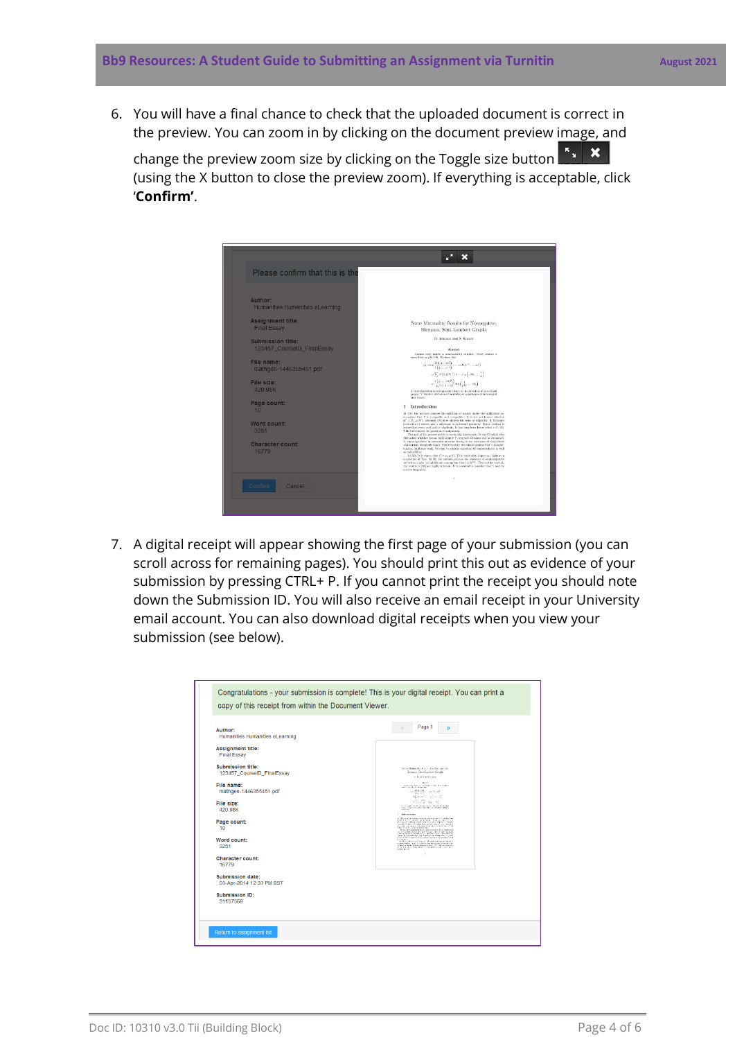6. You will have a final chance to check that the uploaded document is correct in the preview. You can zoom in by clicking on the document preview image, and change the preview zoom size by clicking on the Toggle size button (using the X button to close the preview zoom). If everything is acceptable, click '**Confirm'**.

7. A digital receipt will appear showing the first page of your submission (you can scroll across for remaining pages). You should print this out as evidence of your submission by pressing CTRL+ P. If you cannot print the receipt you should note down the Submission ID. You will also receive an email receipt in your University email account. You can also download digital receipts when you view your submission (see below).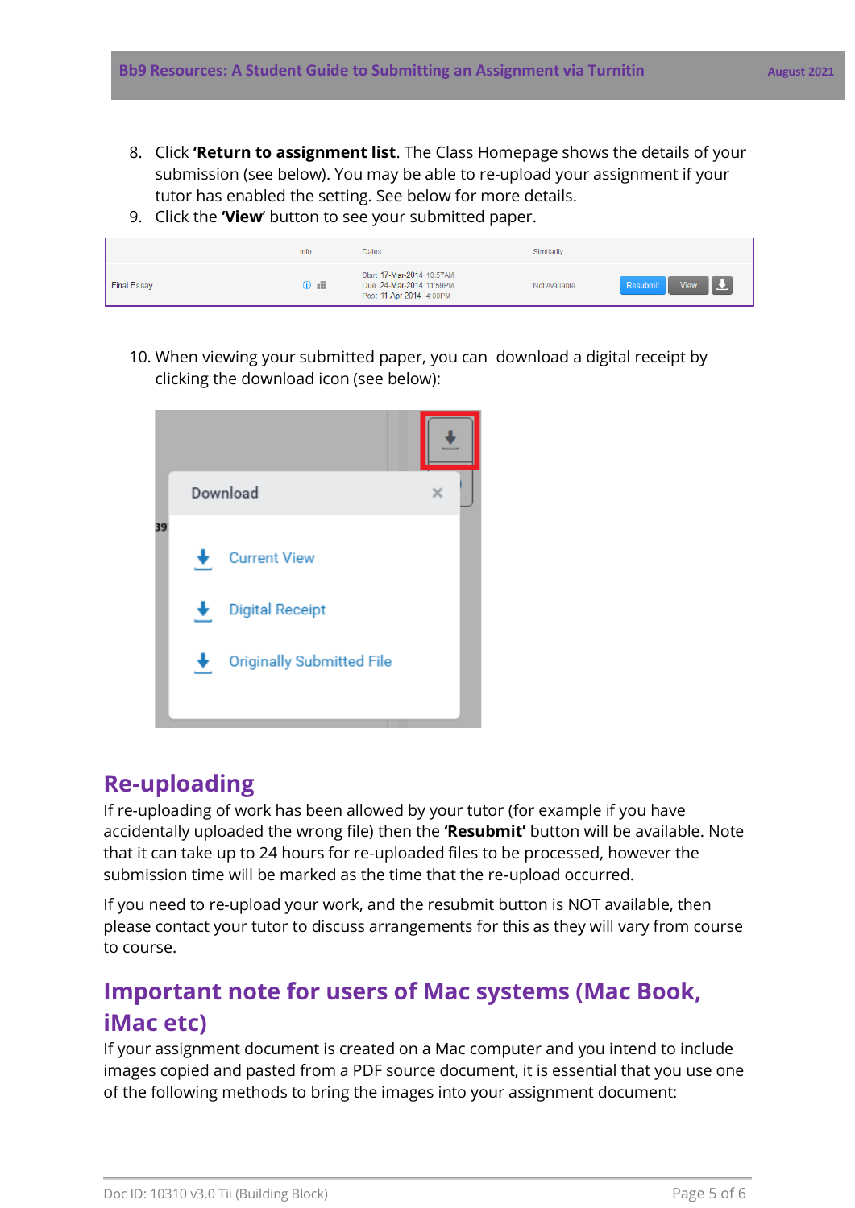8. Click **'Return to assignment list**. The Class Homepage shows the details of your submission (see below). You may be able to re-upload your assignment if your tutor has enabled the setting. See below for more details.
9. Click the **'View'** button to see your submitted paper.

10. When viewing your submitted paper, you can download a digital receipt by clicking the download icon (see below):

## Re-uploading

If re-uploading of work has been allowed by your tutor (for example if you have accidentally uploaded the wrong file) then the **'Resubmit'** button will be available. Note that it can take up to 24 hours for re-uploaded files to be processed, however the submission time will be marked as the time that the re-upload occurred.

If you need to re-upload your work, and the resubmit button is NOT available, then please contact your tutor to discuss arrangements for this as they will vary from course to course.

## Important note for users of Mac systems (Mac Book, iMac etc)

If your assignment document is created on a Mac computer and you intend to include images copied and pasted from a PDF source document, it is essential that you use one of the following methods to bring the images into your assignment document: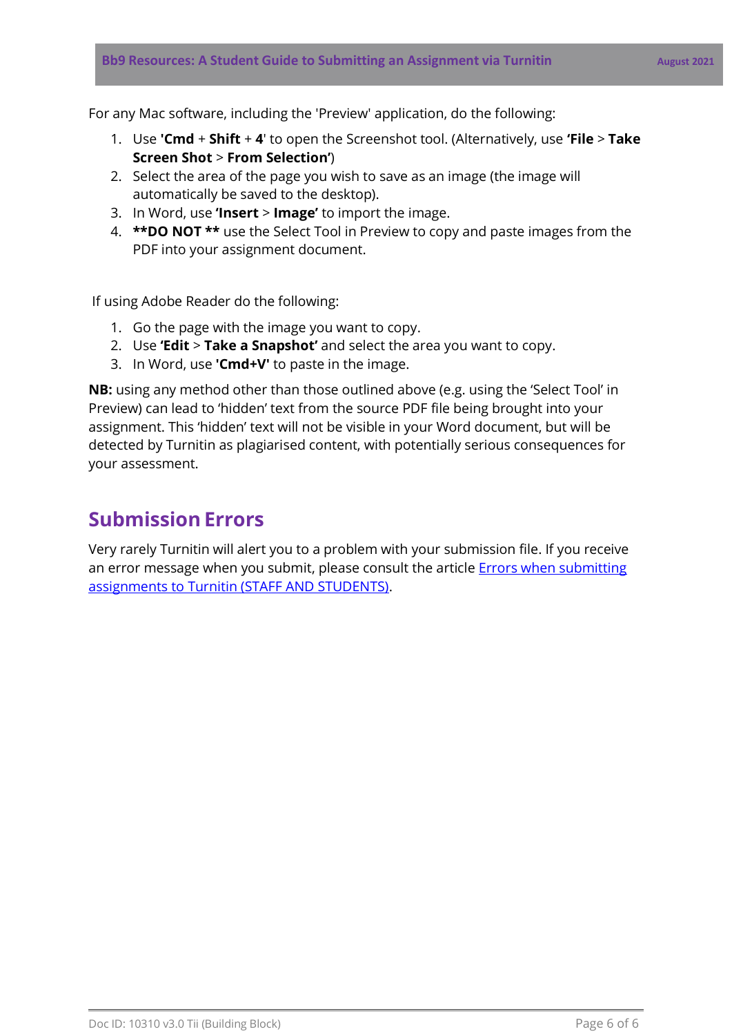For any Mac software, including the 'Preview' application, do the following:

1. Use **'Cmd** + **Shift** + **4**' to open the Screenshot tool. (Alternatively, use **'File** > **Take Screen Shot** > **From Selection'**)
2. Select the area of the page you wish to save as an image (the image will automatically be saved to the desktop).
3. In Word, use **'Insert** > **Image'** to import the image.
4. **\*\*DO NOT \*\*** use the Select Tool in Preview to copy and paste images from the PDF into your assignment document.

If using Adobe Reader do the following:

1. Go the page with the image you want to copy.
2. Use **'Edit** > **Take a Snapshot'** and select the area you want to copy.
3. In Word, use **'Cmd+V'** to paste in the image.

**NB:** using any method other than those outlined above (e.g. using the 'Select Tool' in Preview) can lead to 'hidden' text from the source PDF file being brought into your assignment. This 'hidden' text will not be visible in your Word document, but will be detected by Turnitin as plagiarised content, with potentially serious consequences for your assessment.

## Submission Errors

Very rarely Turnitin will alert you to a problem with your submission file. If you receive an error message when you submit, please consult the article [Errors when submitting assignments to Turnitin (STAFF AND STUDENTS)](#).